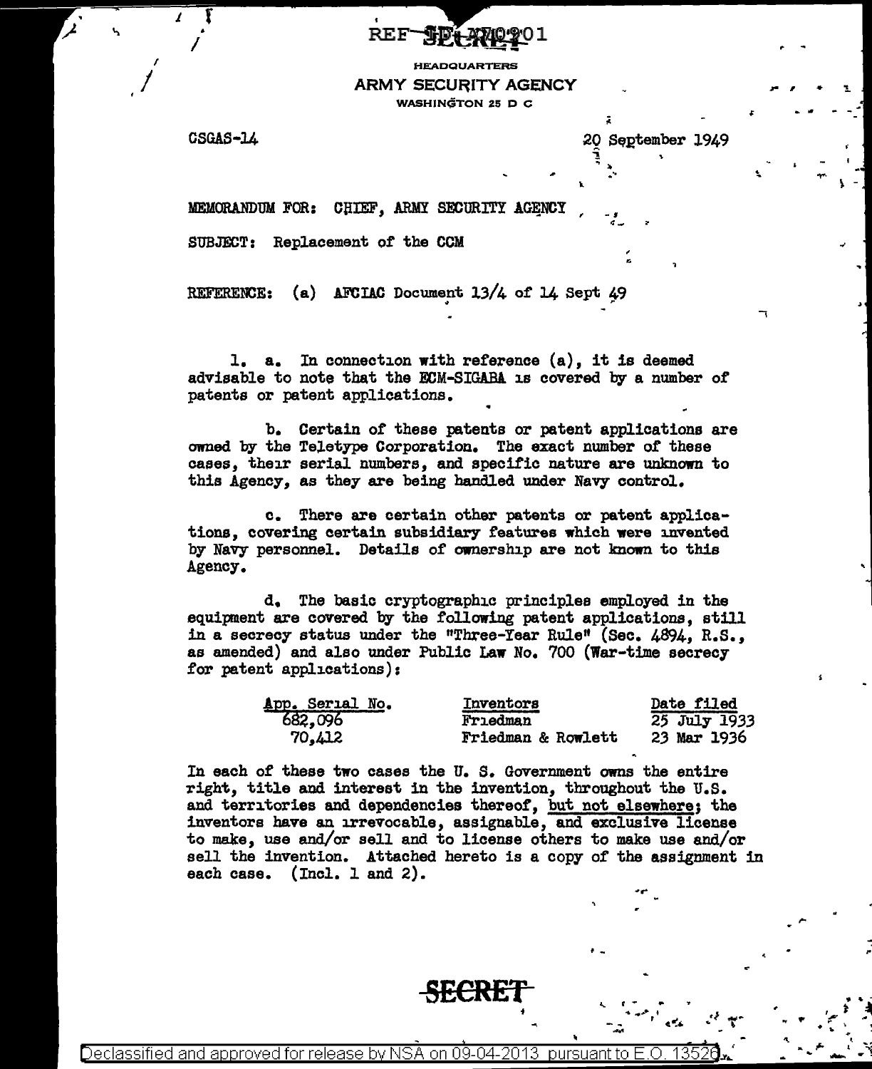REF ID:A70901

HEADQUARTERS
ARMY SECURITY AGENCY
WASHINGTON 25 D C

CSGAS-14

20 September 1949

MEMORANDUM FOR: CHIEF, ARMY SECURITY AGENCY

SUBJECT: Replacement of the CCM

REFERENCE: (a) AFCIAC Document 13/4 of 14 Sept 49

1. a. In connection with reference (a), it is deemed advisable to note that the ECM-SIGABA is covered by a number of patents or patent applications.

b. Certain of these patents or patent applications are owned by the Teletype Corporation. The exact number of these cases, their serial numbers, and specific nature are unknown to this Agency, as they are being handled under Navy control.

c. There are certain other patents or patent applications, covering certain subsidiary features which were invented by Navy personnel. Details of ownership are not known to this Agency.

d. The basic cryptographic principles employed in the equipment are covered by the following patent applications, still in a secrecy status under the "Three-Year Rule" (Sec. 4894, R.S., as amended) and also under Public Law No. 700 (War-time secrecy for patent applications):

| App. Serial No. | Inventors | Date filed |
|---|---|---|
| 682,096 | Friedman | 25 July 1933 |
| 70,412 | Friedman & Rowlett | 23 Mar 1936 |

In each of these two cases the U. S. Government owns the entire right, title and interest in the invention, throughout the U.S. and territories and dependencies thereof, <u>but not elsewhere</u>; the inventors have an irrevocable, assignable, and exclusive license to make, use and/or sell and to license others to make use and/or sell the invention. Attached hereto is a copy of the assignment in each case. (Incl. 1 and 2).

SECRET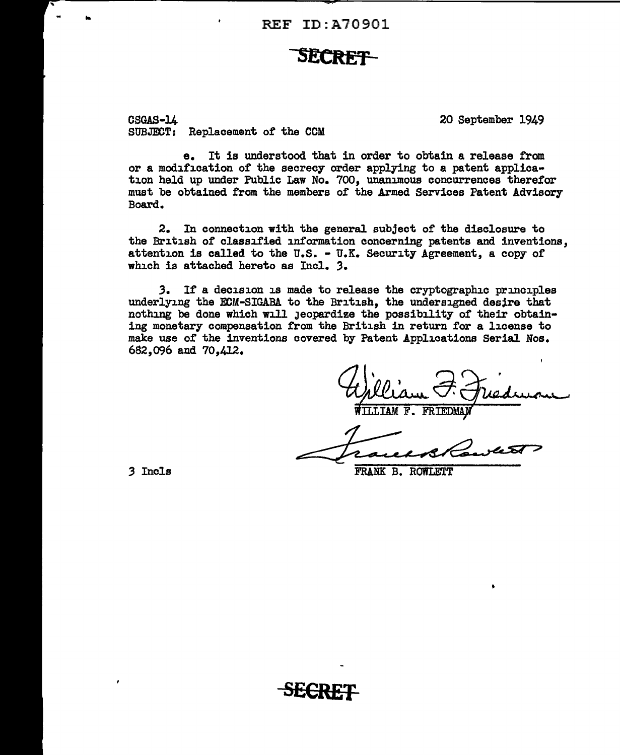REF ID:A70901

**SECRET**

CSGAS-14 20 September 1949
SUBJECT: Replacement of the CCM

e. It is understood that in order to obtain a release from or a modification of the secrecy order applying to a patent application held up under Public Law No. 700, unanimous concurrences therefor must be obtained from the members of the Armed Services Patent Advisory Board.

2. In connection with the general subject of the disclosure to the British of classified information concerning patents and inventions, attention is called to the U.S. - U.K. Security Agreement, a copy of which is attached hereto as Incl. 3.

3. If a decision is made to release the cryptographic principles underlying the ECM-SIGABA to the British, the undersigned desire that nothing be done which will jeopardize the possibility of their obtaining monetary compensation from the British in return for a license to make use of the inventions covered by Patent Applications Serial Nos. 682,096 and 70,412.

WILLIAM F. FRIEDMAN

FRANK B. ROWLETT

3 Incls

**SECRET**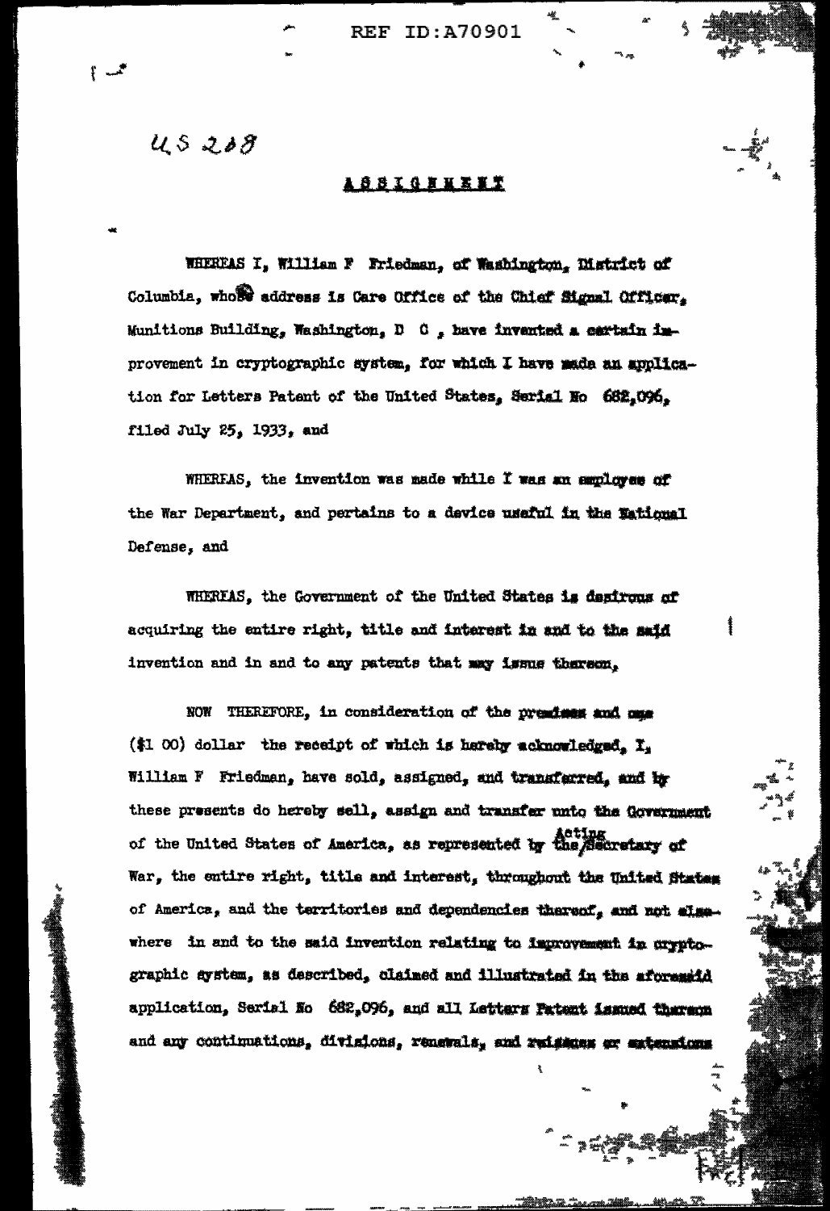US 208

# ASSIGNMENT

WHEREAS I, William F Friedman, of Washington, District of Columbia, whose address is Care Office of the Chief Signal Officer, Munitions Building, Washington, D C , have invented a certain improvement in cryptographic system, for which I have made an application for Letters Patent of the United States, Serial No 682,096, filed July 25, 1933, and

WHEREAS, the invention was made while I was an employee of the War Department, and pertains to a device useful in the National Defense, and

WHEREAS, the Government of the United States is desirous of acquiring the entire right, title and interest in and to the said invention and in and to any patents that may issue thereon,

NOW THEREFORE, in consideration of the premises and one ($1 00) dollar the receipt of which is hereby acknowledged, I, William F Friedman, have sold, assigned, and transferred, and by these presents do hereby sell, assign and transfer unto the Government of the United States of America, as represented by the Acting Secretary of War, the entire right, title and interest, throughout the United States of America, and the territories and dependencies thereof, and not elsewhere in and to the said invention relating to improvement in cryptographic system, as described, claimed and illustrated in the aforesaid application, Serial No 682,096, and all Letters Patent issued thereon and any continuations, divisions, renewals, and reissues or extensions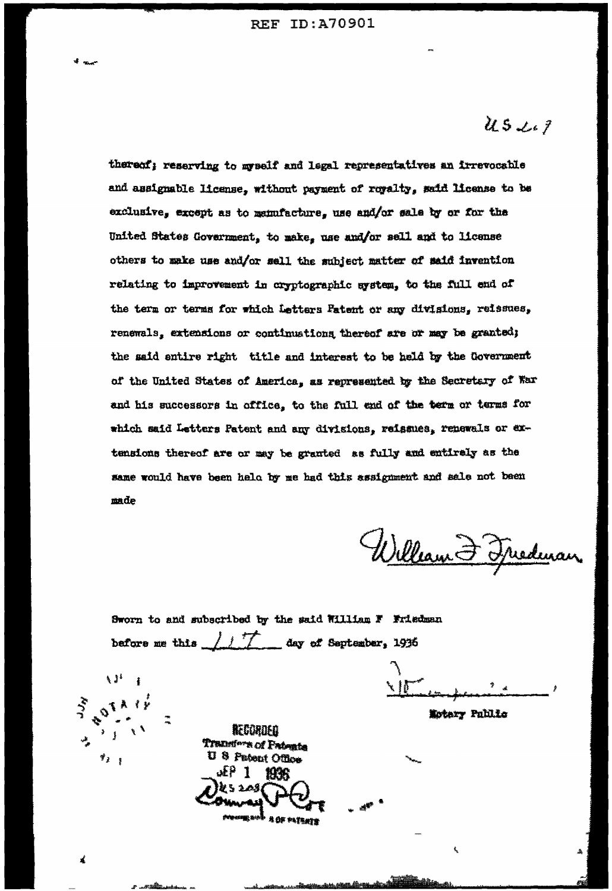US 2.7

thereof; reserving to myself and legal representatives an irrevocable and assignable license, without payment of royalty, said license to be exclusive, except as to manufacture, use and/or sale by or for the United States Government, to make, use and/or sell and to license others to make use and/or sell the subject matter of said invention relating to improvement in cryptographic system, to the full end of the term or terms for which Letters Patent or any divisions, reissues, renewals, extensions or continuations thereof are or may be granted; the said entire right title and interest to be held by the Government of the United States of America, as represented by the Secretary of War and his successors in office, to the full end of the term or terms for which said Letters Patent and any divisions, reissues, renewals or extensions thereof are or may be granted as fully and entirely as the same would have been held by me had this assignment and sale not been made

William F. Friedman

Sworn to and subscribed by the said William F Friedman before me this 11th day of September, 1936

Notary Public

RECORDED
Transfers of Patents
U S Patent Office
SEP 1 1936
Conway P. Coe
Commissioner of Patents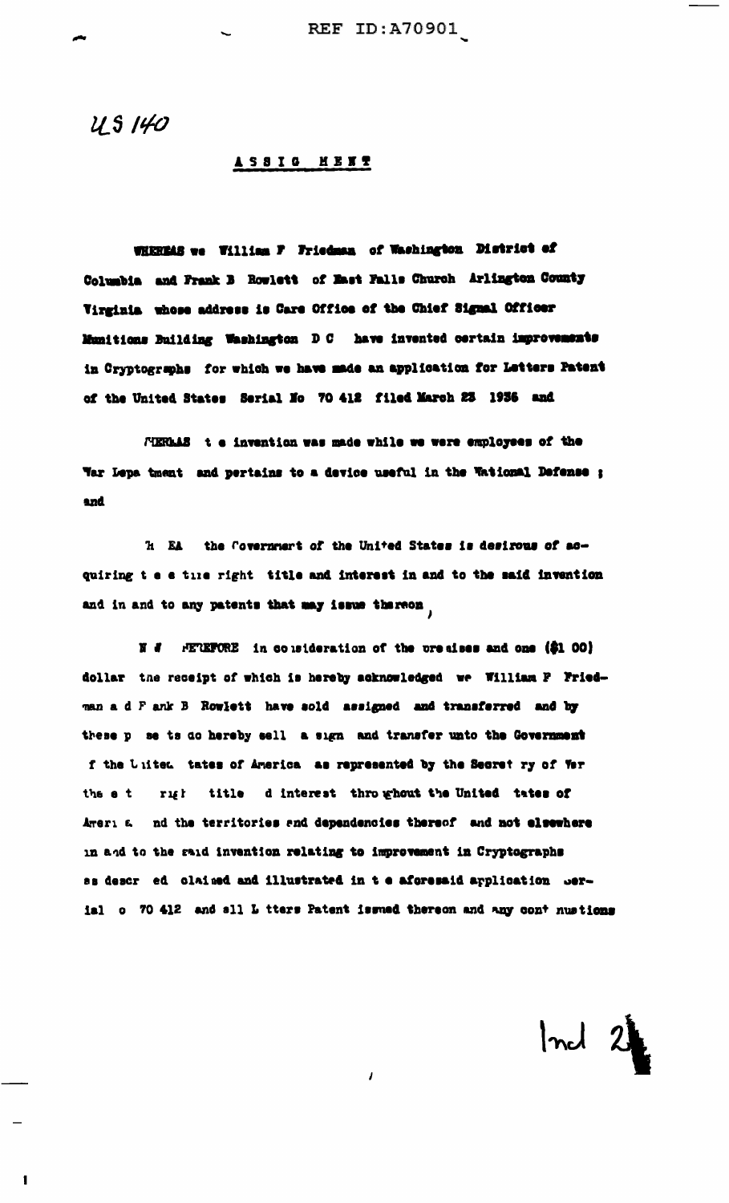US 140

## ASSIGNMENT

WHEREAS we William F Friedman of Washington District of Columbia and Frank B Rowlett of East Falls Church Arlington County Virginia whose address is Care Office of the Chief Signal Officer Munitions Building Washington D C have invented certain improvements in Cryptographs for which we have made an application for Letters Patent of the United States Serial No 70 412 filed March 23 1936 and

WHEREAS t e invention was made while we were employees of the War Depa tment and pertains to a device useful in the National Defense ; and

W EA the Government of the United States is desirous of acquiring t e e tire right title and interest in and to the said invention and in and to any patents that may issue thereon,

N W HEREFORE in co sideration of the pre ises and one ($1 00) dollar the receipt of which is hereby acknowledged we William F Friedman a d F ank B Rowlett have sold assigned and transferred and by these p se ts do hereby sell a sign and transfer unto the Government f the U ite tates of America as represented by the Secret ry of War the e t rig t title d interest thro ghout the United tates of Ameri a nd the territories and dependencies thereof and not elsewhere in and to the said invention relating to improvement in Cryptographs as descr ed claimed and illustrated in t e aforesaid application Serial o 70 412 and all L tters Patent issued thereon and any cont nuations

Incl 2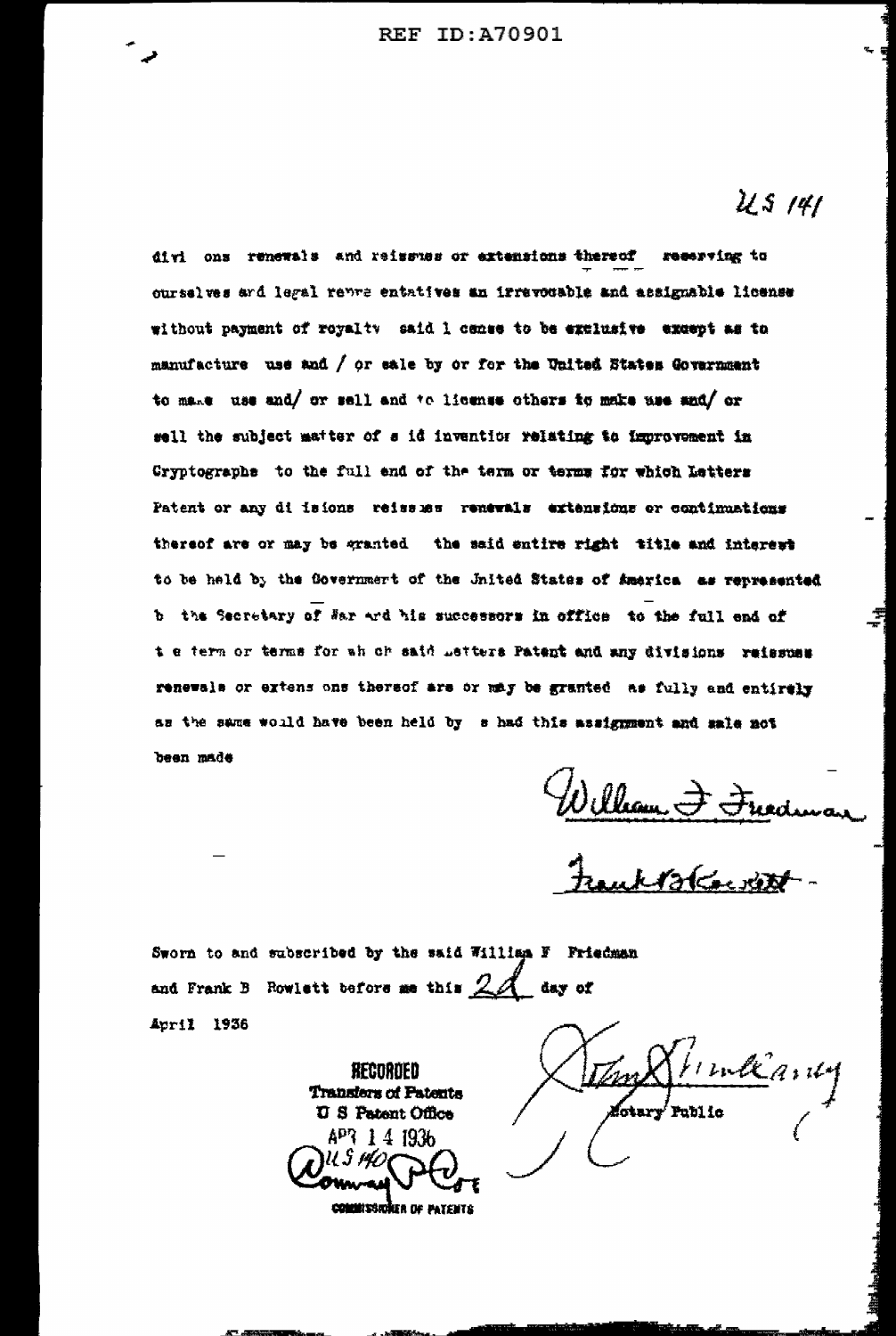US 141

divi ons renewals and reissues or extensions thereof reserving to ourselves and legal repre entatives an irrevocable and assignable license without payment of royalty said l cense to be exclusive except as to manufacture use and / or sale by or for the United States Government to make use and/ or sell and to license others to make use and/ or sell the subject matter of s id invention relating to improvement in Cryptographs to the full end of the term or terms for which Letters Patent or any di isions reissues renewals extensions or continuations thereof are or may be granted the said entire right title and interest to be held by the Government of the United States of America as represented b the Secretary of War and his successors in office to the full end of t e term or terms for wh ch said Letters Patent and any divisions reissues renewals or extens ons thereof are or may be granted as fully and entirely as the same would have been held by s had this assignment and sale not been made

William F Friedman

Frank B Rowlett

Sworn to and subscribed by the said William F Friedman and Frank B Rowlett before me this 2d day of April 1936

Notary Public

RECORDED
Transfers of Patents
U S Patent Office
APR 14 1936
US 140
COMMISSIONER OF PATENTS